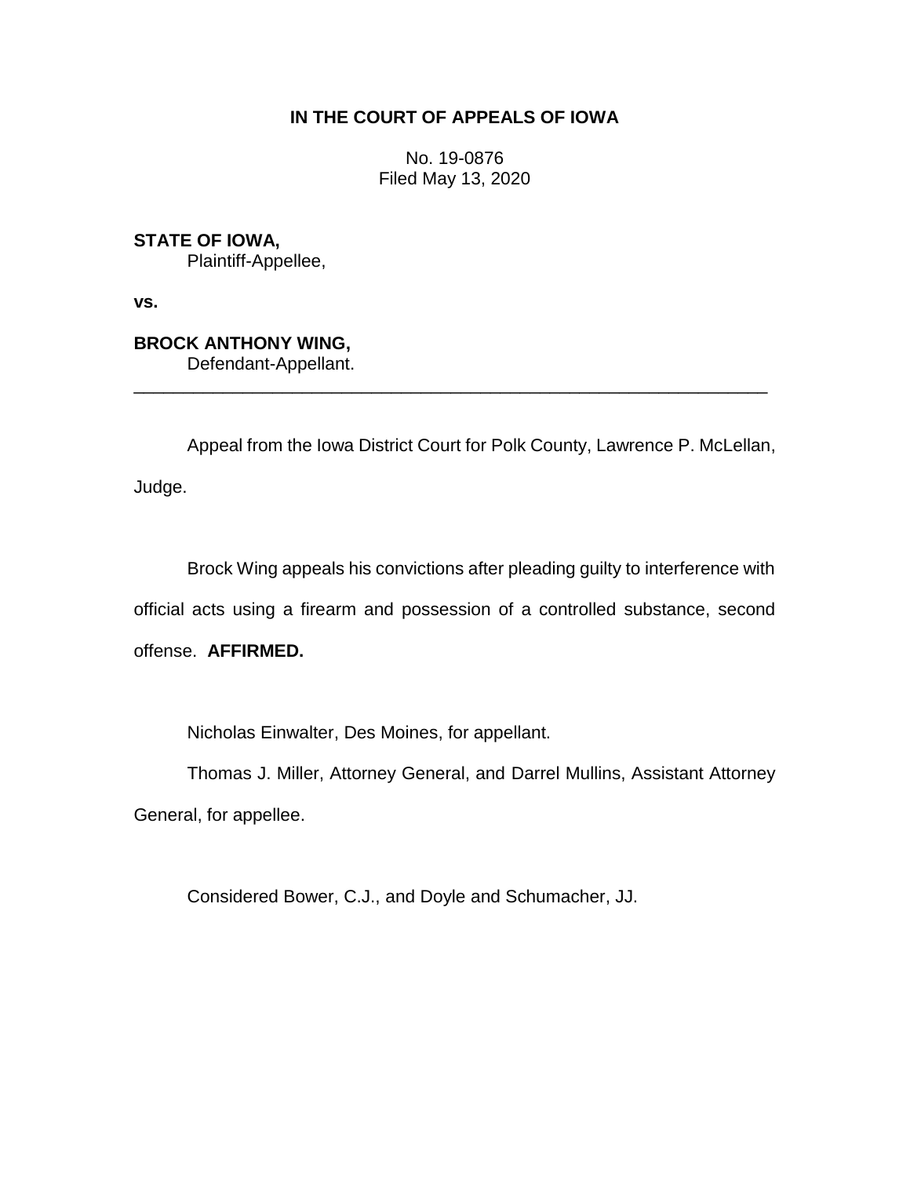# IN THE COURT OF APPEALS OF IOWA

No. 19-0876
Filed May 13, 2020

**STATE OF IOWA,**
Plaintiff-Appellee,

**vs.**

**BROCK ANTHONY WING,**
Defendant-Appellant.

---

Appeal from the Iowa District Court for Polk County, Lawrence P. McLellan, Judge.

Brock Wing appeals his convictions after pleading guilty to interference with official acts using a firearm and possession of a controlled substance, second offense. **AFFIRMED.**

Nicholas Einwalter, Des Moines, for appellant.

Thomas J. Miller, Attorney General, and Darrel Mullins, Assistant Attorney General, for appellee.

Considered Bower, C.J., and Doyle and Schumacher, JJ.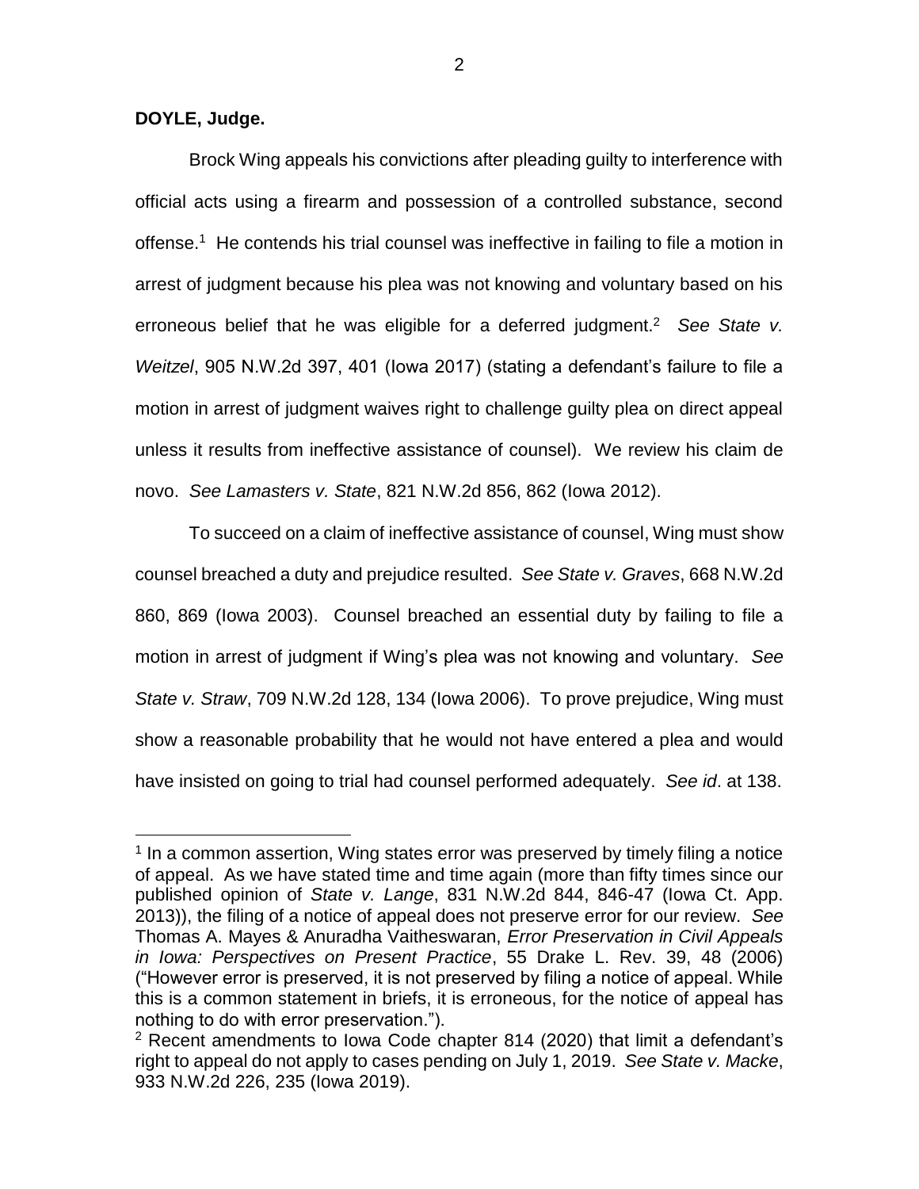**DOYLE, Judge.**

Brock Wing appeals his convictions after pleading guilty to interference with official acts using a firearm and possession of a controlled substance, second offense.[1] He contends his trial counsel was ineffective in failing to file a motion in arrest of judgment because his plea was not knowing and voluntary based on his erroneous belief that he was eligible for a deferred judgment.[2] *See State v. Weitzel*, 905 N.W.2d 397, 401 (Iowa 2017) (stating a defendant's failure to file a motion in arrest of judgment waives right to challenge guilty plea on direct appeal unless it results from ineffective assistance of counsel). We review his claim de novo. *See Lamasters v. State*, 821 N.W.2d 856, 862 (Iowa 2012).

To succeed on a claim of ineffective assistance of counsel, Wing must show counsel breached a duty and prejudice resulted. *See State v. Graves*, 668 N.W.2d 860, 869 (Iowa 2003). Counsel breached an essential duty by failing to file a motion in arrest of judgment if Wing's plea was not knowing and voluntary. *See State v. Straw*, 709 N.W.2d 128, 134 (Iowa 2006). To prove prejudice, Wing must show a reasonable probability that he would not have entered a plea and would have insisted on going to trial had counsel performed adequately. *See id*. at 138.

---

[1] In a common assertion, Wing states error was preserved by timely filing a notice of appeal. As we have stated time and time again (more than fifty times since our published opinion of *State v. Lange*, 831 N.W.2d 844, 846-47 (Iowa Ct. App. 2013)), the filing of a notice of appeal does not preserve error for our review. *See* Thomas A. Mayes & Anuradha Vaitheswaran, *Error Preservation in Civil Appeals in Iowa: Perspectives on Present Practice*, 55 Drake L. Rev. 39, 48 (2006) ("However error is preserved, it is not preserved by filing a notice of appeal. While this is a common statement in briefs, it is erroneous, for the notice of appeal has nothing to do with error preservation.").

[2] Recent amendments to Iowa Code chapter 814 (2020) that limit a defendant's right to appeal do not apply to cases pending on July 1, 2019. *See State v. Macke*, 933 N.W.2d 226, 235 (Iowa 2019).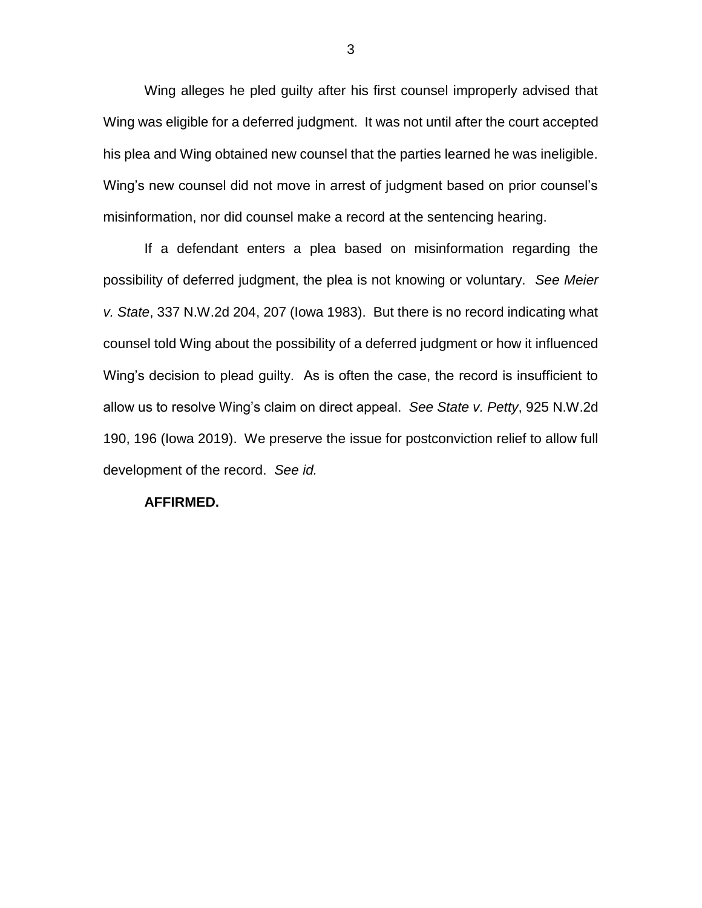Wing alleges he pled guilty after his first counsel improperly advised that Wing was eligible for a deferred judgment. It was not until after the court accepted his plea and Wing obtained new counsel that the parties learned he was ineligible. Wing's new counsel did not move in arrest of judgment based on prior counsel's misinformation, nor did counsel make a record at the sentencing hearing.

If a defendant enters a plea based on misinformation regarding the possibility of deferred judgment, the plea is not knowing or voluntary. *See Meier v. State*, 337 N.W.2d 204, 207 (Iowa 1983). But there is no record indicating what counsel told Wing about the possibility of a deferred judgment or how it influenced Wing's decision to plead guilty. As is often the case, the record is insufficient to allow us to resolve Wing's claim on direct appeal. *See State v. Petty*, 925 N.W.2d 190, 196 (Iowa 2019). We preserve the issue for postconviction relief to allow full development of the record. *See id.*

**AFFIRMED.**